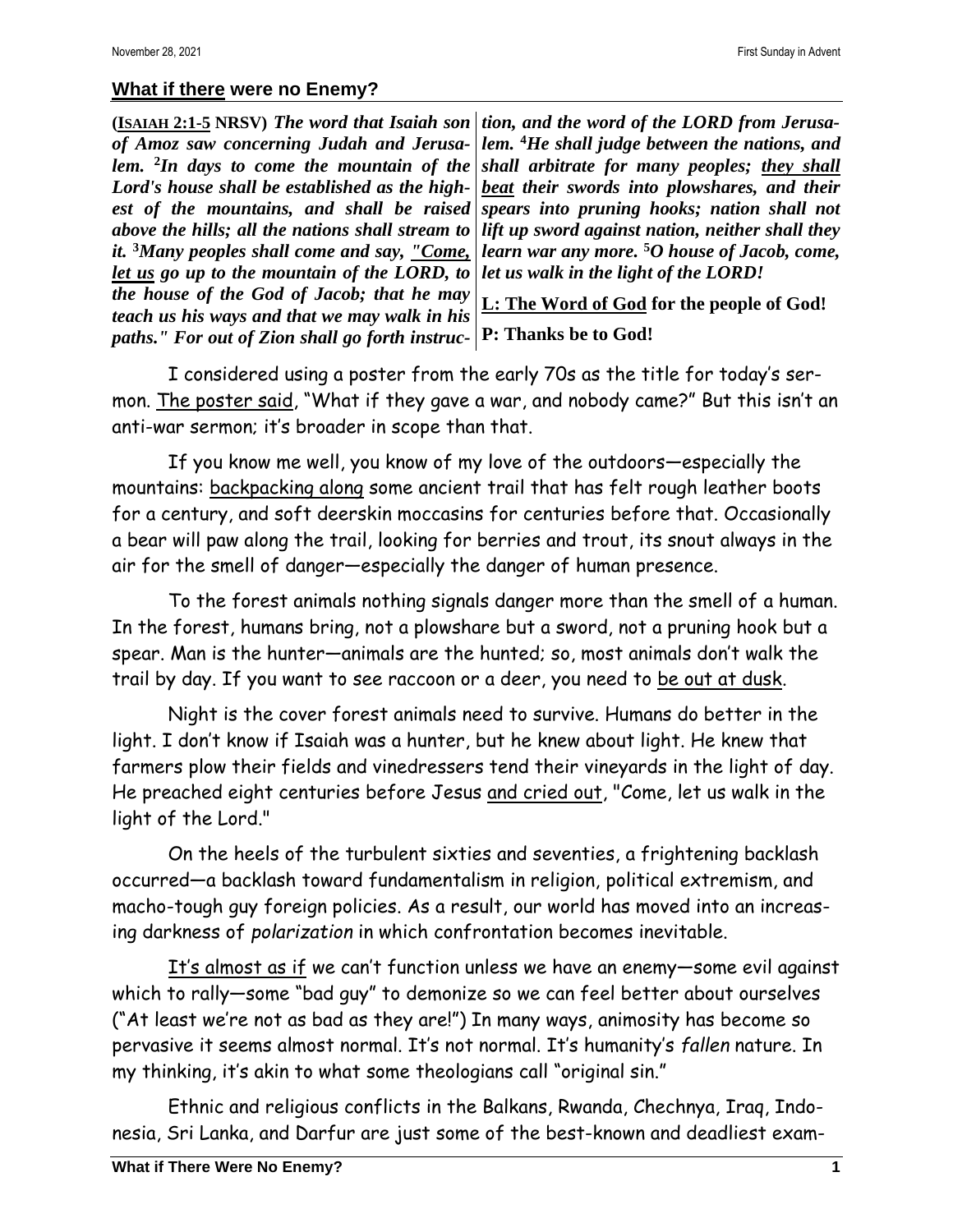## What if there were no Enemy?

**(ISAIAH 2:1-5 NRSV)** ***The word that Isaiah son of Amoz saw concerning Judah and Jerusalem. [2]In days to come the mountain of the Lord's house shall be established as the highest of the mountains, and shall be raised above the hills; all the nations shall stream to it. [3]Many peoples shall come and say, "Come, let us go up to the mountain of the LORD, to the house of the God of Jacob; that he may teach us his ways and that we may walk in his paths." For out of Zion shall go forth instruction, and the word of the LORD from Jerusalem. [4]He shall judge between the nations, and shall arbitrate for many peoples; they shall beat their swords into plowshares, and their spears into pruning hooks; nation shall not lift up sword against nation, neither shall they learn war any more. [5]O house of Jacob, come, let us walk in the light of the LORD!***

**L: The Word of God for the people of God!**

**P: Thanks be to God!**

I considered using a poster from the early 70s as the title for today's sermon. The poster said, "What if they gave a war, and nobody came?" But this isn't an anti-war sermon; it's broader in scope than that.

If you know me well, you know of my love of the outdoors—especially the mountains: backpacking along some ancient trail that has felt rough leather boots for a century, and soft deerskin moccasins for centuries before that. Occasionally a bear will paw along the trail, looking for berries and trout, its snout always in the air for the smell of danger—especially the danger of human presence.

To the forest animals nothing signals danger more than the smell of a human. In the forest, humans bring, not a plowshare but a sword, not a pruning hook but a spear. Man is the hunter—animals are the hunted; so, most animals don't walk the trail by day. If you want to see raccoon or a deer, you need to be out at dusk.

Night is the cover forest animals need to survive. Humans do better in the light. I don't know if Isaiah was a hunter, but he knew about light. He knew that farmers plow their fields and vinedressers tend their vineyards in the light of day. He preached eight centuries before Jesus and cried out, "Come, let us walk in the light of the Lord."

On the heels of the turbulent sixties and seventies, a frightening backlash occurred—a backlash toward fundamentalism in religion, political extremism, and macho-tough guy foreign policies. As a result, our world has moved into an increasing darkness of *polarization* in which confrontation becomes inevitable.

It's almost as if we can't function unless we have an enemy—some evil against which to rally—some "bad guy" to demonize so we can feel better about ourselves ("At least we're not as bad as they are!") In many ways, animosity has become so pervasive it seems almost normal. It's not normal. It's humanity's *fallen* nature. In my thinking, it's akin to what some theologians call "original sin."

Ethnic and religious conflicts in the Balkans, Rwanda, Chechnya, Iraq, Indonesia, Sri Lanka, and Darfur are just some of the best-known and deadliest exam-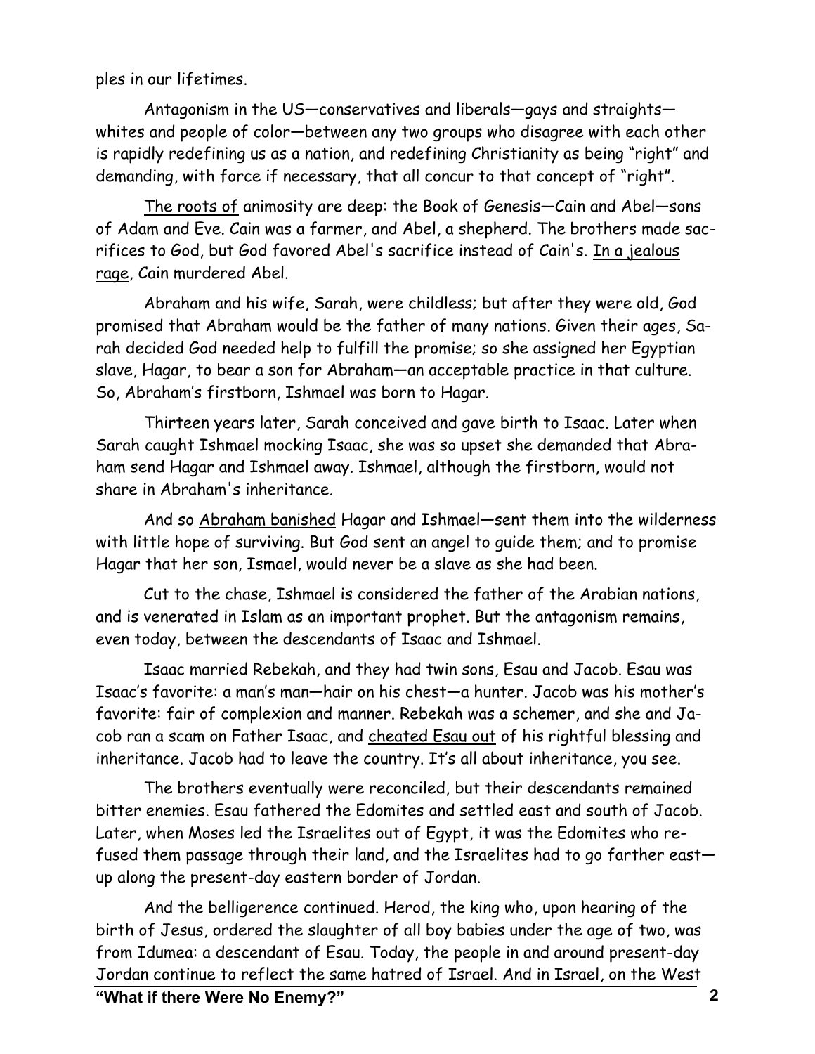ples in our lifetimes.

Antagonism in the US—conservatives and liberals—gays and straights—whites and people of color—between any two groups who disagree with each other is rapidly redefining us as a nation, and redefining Christianity as being "right" and demanding, with force if necessary, that all concur to that concept of "right".

<u>The roots of</u> animosity are deep: the Book of Genesis—Cain and Abel—sons of Adam and Eve. Cain was a farmer, and Abel, a shepherd. The brothers made sacrifices to God, but God favored Abel's sacrifice instead of Cain's. <u>In a jealous rage</u>, Cain murdered Abel.

Abraham and his wife, Sarah, were childless; but after they were old, God promised that Abraham would be the father of many nations. Given their ages, Sarah decided God needed help to fulfill the promise; so she assigned her Egyptian slave, Hagar, to bear a son for Abraham—an acceptable practice in that culture. So, Abraham's firstborn, Ishmael was born to Hagar.

Thirteen years later, Sarah conceived and gave birth to Isaac. Later when Sarah caught Ishmael mocking Isaac, she was so upset she demanded that Abraham send Hagar and Ishmael away. Ishmael, although the firstborn, would not share in Abraham's inheritance.

And so <u>Abraham banished</u> Hagar and Ishmael—sent them into the wilderness with little hope of surviving. But God sent an angel to guide them; and to promise Hagar that her son, Ismael, would never be a slave as she had been.

Cut to the chase, Ishmael is considered the father of the Arabian nations, and is venerated in Islam as an important prophet. But the antagonism remains, even today, between the descendants of Isaac and Ishmael.

Isaac married Rebekah, and they had twin sons, Esau and Jacob. Esau was Isaac's favorite: a man's man—hair on his chest—a hunter. Jacob was his mother's favorite: fair of complexion and manner. Rebekah was a schemer, and she and Jacob ran a scam on Father Isaac, and <u>cheated Esau out</u> of his rightful blessing and inheritance. Jacob had to leave the country. It's all about inheritance, you see.

The brothers eventually were reconciled, but their descendants remained bitter enemies. Esau fathered the Edomites and settled east and south of Jacob. Later, when Moses led the Israelites out of Egypt, it was the Edomites who refused them passage through their land, and the Israelites had to go farther east—up along the present-day eastern border of Jordan.

And the belligerence continued. Herod, the king who, upon hearing of the birth of Jesus, ordered the slaughter of all boy babies under the age of two, was from Idumea: a descendant of Esau. Today, the people in and around present-day <u>Jordan continue to reflect the same hatred of Israel</u>. And in Israel, on the West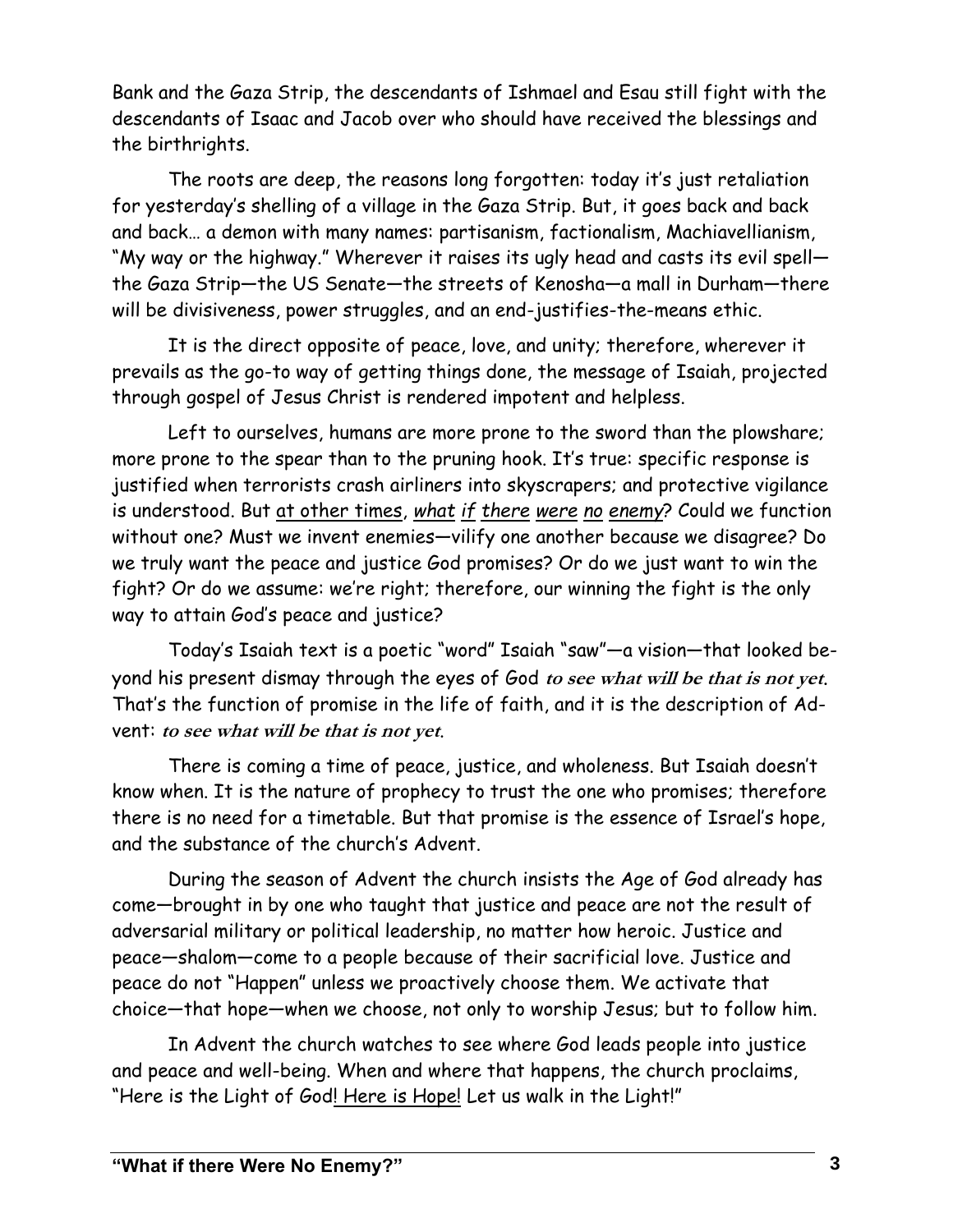Bank and the Gaza Strip, the descendants of Ishmael and Esau still fight with the descendants of Isaac and Jacob over who should have received the blessings and the birthrights.

The roots are deep, the reasons long forgotten: today it's just retaliation for yesterday's shelling of a village in the Gaza Strip. But, it goes back and back and back… a demon with many names: partisanism, factionalism, Machiavellianism, "My way or the highway." Wherever it raises its ugly head and casts its evil spell—the Gaza Strip—the US Senate—the streets of Kenosha—a mall in Durham—there will be divisiveness, power struggles, and an end-justifies-the-means ethic.

It is the direct opposite of peace, love, and unity; therefore, wherever it prevails as the go-to way of getting things done, the message of Isaiah, projected through gospel of Jesus Christ is rendered impotent and helpless.

Left to ourselves, humans are more prone to the sword than the plowshare; more prone to the spear than to the pruning hook. It's true: specific response is justified when terrorists crash airliners into skyscrapers; and protective vigilance is understood. But <u>at other times</u>, *<u>what if there were no enemy</u>*? Could we function without one? Must we invent enemies—vilify one another because we disagree? Do we truly want the peace and justice God promises? Or do we just want to win the fight? Or do we assume: we're right; therefore, our winning the fight is the only way to attain God's peace and justice?

Today's Isaiah text is a poetic "word" Isaiah "saw"—a vision—that looked beyond his present dismay through the eyes of God ***to see what will be that is not yet***. That's the function of promise in the life of faith, and it is the description of Advent: ***to see what will be that is not yet***.

There is coming a time of peace, justice, and wholeness. But Isaiah doesn't know when. It is the nature of prophecy to trust the one who promises; therefore there is no need for a timetable. But that promise is the essence of Israel's hope, and the substance of the church's Advent.

During the season of Advent the church insists the Age of God already has come—brought in by one who taught that justice and peace are not the result of adversarial military or political leadership, no matter how heroic. Justice and peace—shalom—come to a people because of their sacrificial love. Justice and peace do not "Happen" unless we proactively choose them. We activate that choice—that hope—when we choose, not only to worship Jesus; but to follow him.

In Advent the church watches to see where God leads people into justice and peace and well-being. When and where that happens, the church proclaims, "Here is the Light of God! <u>Here is Hope!</u> Let us walk in the Light!"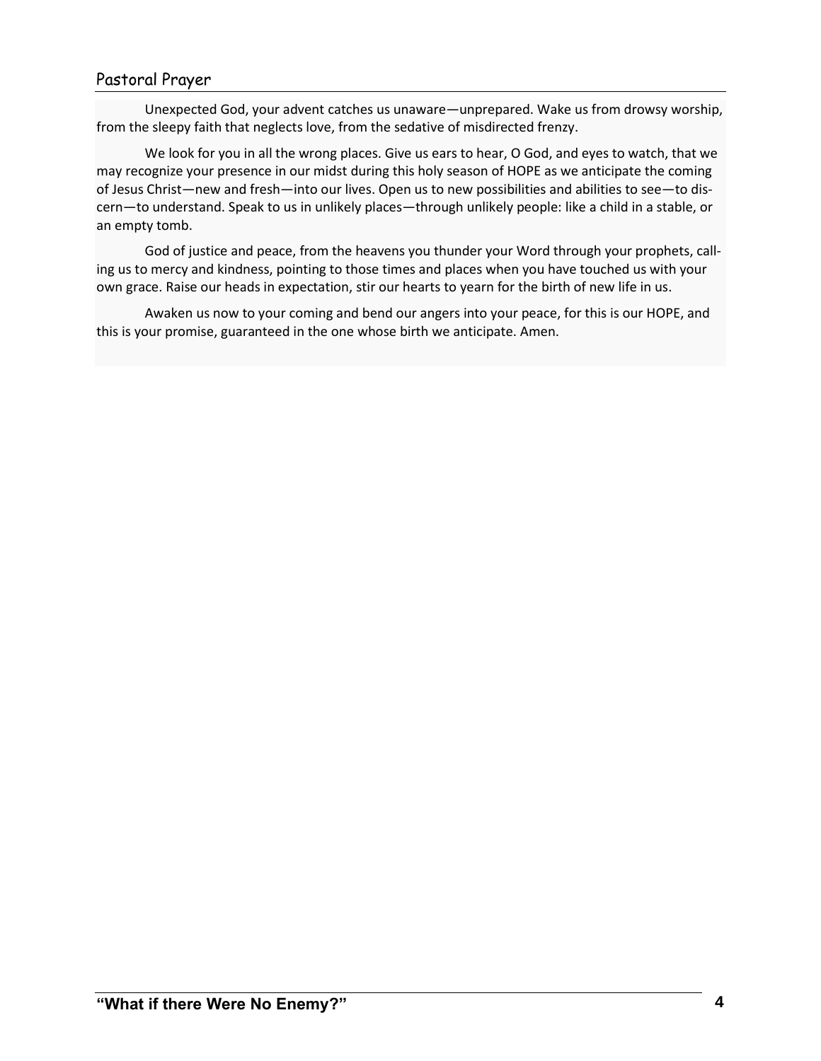## Pastoral Prayer

Unexpected God, your advent catches us unaware—unprepared. Wake us from drowsy worship, from the sleepy faith that neglects love, from the sedative of misdirected frenzy.

We look for you in all the wrong places. Give us ears to hear, O God, and eyes to watch, that we may recognize your presence in our midst during this holy season of HOPE as we anticipate the coming of Jesus Christ—new and fresh—into our lives. Open us to new possibilities and abilities to see—to discern—to understand. Speak to us in unlikely places—through unlikely people: like a child in a stable, or an empty tomb.

God of justice and peace, from the heavens you thunder your Word through your prophets, calling us to mercy and kindness, pointing to those times and places when you have touched us with your own grace. Raise our heads in expectation, stir our hearts to yearn for the birth of new life in us.

Awaken us now to your coming and bend our angers into your peace, for this is our HOPE, and this is your promise, guaranteed in the one whose birth we anticipate. Amen.